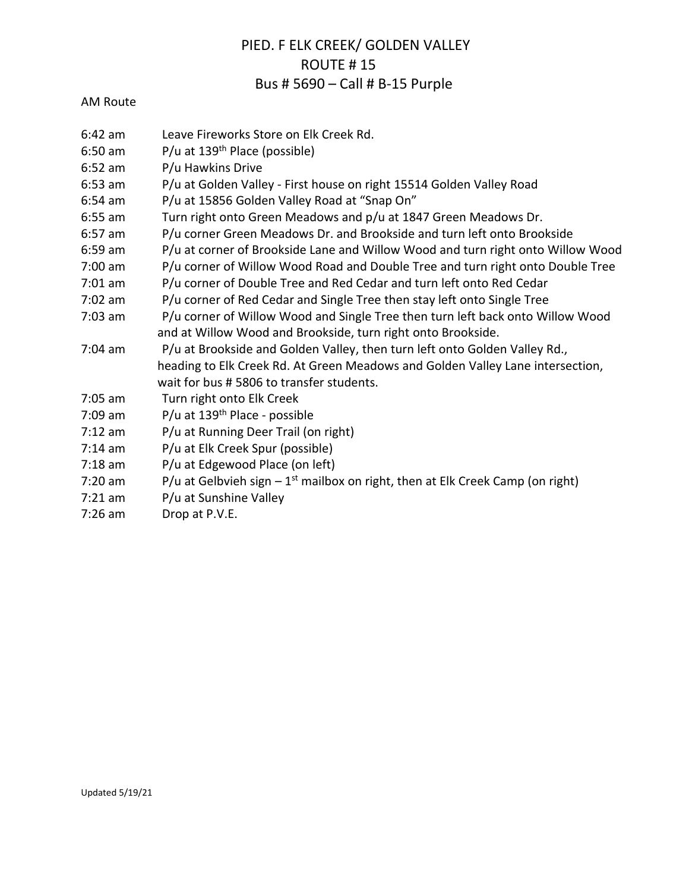# PIED. F ELK CREEK/ GOLDEN VALLEY
## ROUTE # 15
## Bus # 5690 – Call # B-15 Purple

AM Route

| | |
|---|---|
| 6:42 am | Leave Fireworks Store on Elk Creek Rd. |
| 6:50 am | P/u at 139th Place (possible) |
| 6:52 am | P/u Hawkins Drive |
| 6:53 am | P/u at Golden Valley - First house on right 15514 Golden Valley Road |
| 6:54 am | P/u at 15856 Golden Valley Road at "Snap On" |
| 6:55 am | Turn right onto Green Meadows and p/u at 1847 Green Meadows Dr. |
| 6:57 am | P/u corner Green Meadows Dr. and Brookside and turn left onto Brookside |
| 6:59 am | P/u at corner of Brookside Lane and Willow Wood and turn right onto Willow Wood |
| 7:00 am | P/u corner of Willow Wood Road and Double Tree and turn right onto Double Tree |
| 7:01 am | P/u corner of Double Tree and Red Cedar and turn left onto Red Cedar |
| 7:02 am | P/u corner of Red Cedar and Single Tree then stay left onto Single Tree |
| 7:03 am | P/u corner of Willow Wood and Single Tree then turn left back onto Willow Wood and at Willow Wood and Brookside, turn right onto Brookside. |
| 7:04 am | P/u at Brookside and Golden Valley, then turn left onto Golden Valley Rd., heading to Elk Creek Rd. At Green Meadows and Golden Valley Lane intersection, wait for bus # 5806 to transfer students. |
| 7:05 am | Turn right onto Elk Creek |
| 7:09 am | P/u at 139th Place - possible |
| 7:12 am | P/u at Running Deer Trail (on right) |
| 7:14 am | P/u at Elk Creek Spur (possible) |
| 7:18 am | P/u at Edgewood Place (on left) |
| 7:20 am | P/u at Gelbvieh sign – 1st mailbox on right, then at Elk Creek Camp (on right) |
| 7:21 am | P/u at Sunshine Valley |
| 7:26 am | Drop at P.V.E. |

Updated 5/19/21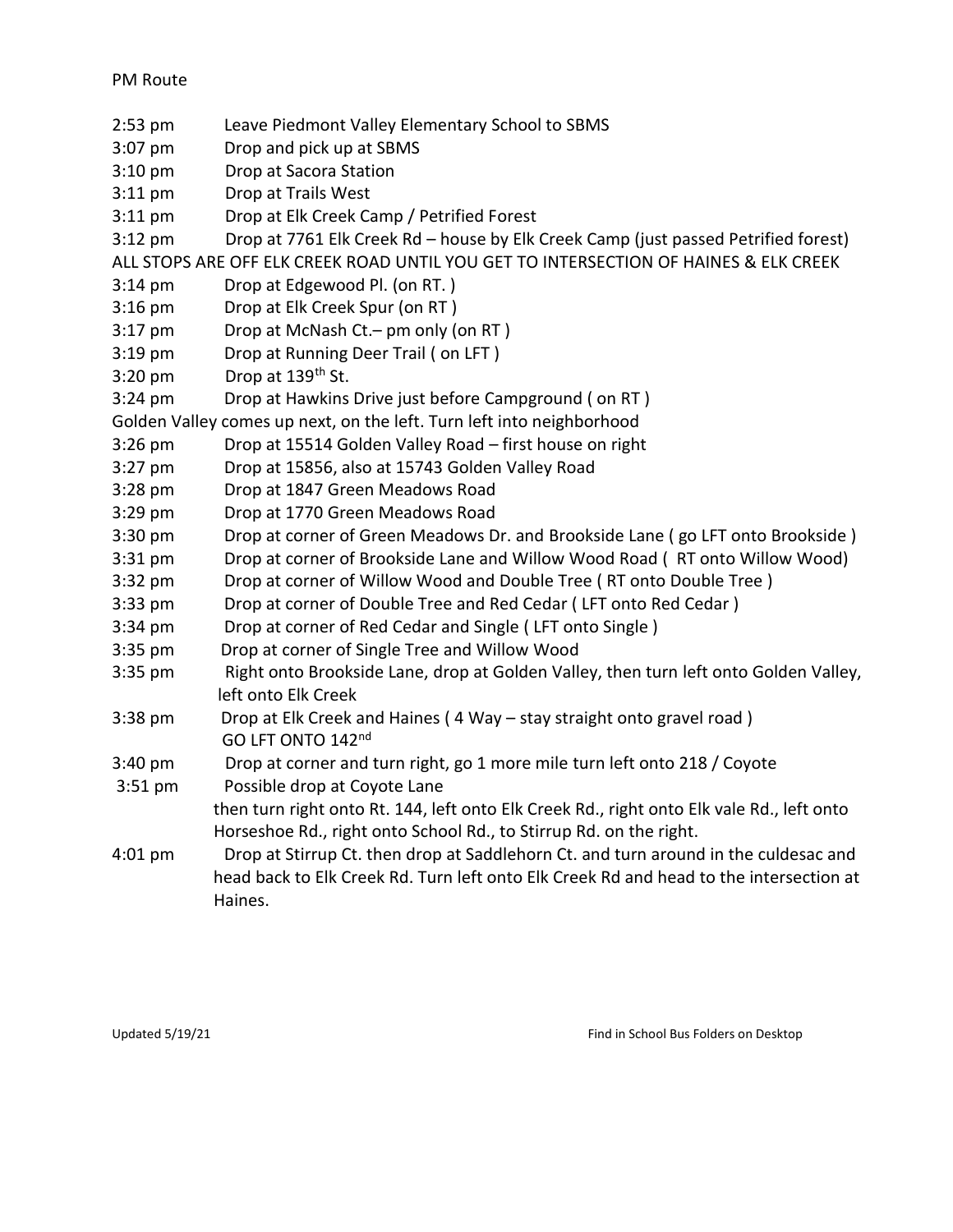PM Route

2:53 pm Leave Piedmont Valley Elementary School to SBMS

3:07 pm Drop and pick up at SBMS

3:10 pm Drop at Sacora Station

3:11 pm Drop at Trails West

3:11 pm Drop at Elk Creek Camp / Petrified Forest

3:12 pm Drop at 7761 Elk Creek Rd – house by Elk Creek Camp (just passed Petrified forest)

ALL STOPS ARE OFF ELK CREEK ROAD UNTIL YOU GET TO INTERSECTION OF HAINES & ELK CREEK

3:14 pm Drop at Edgewood Pl. (on RT. )

3:16 pm Drop at Elk Creek Spur (on RT )

3:17 pm Drop at McNash Ct.– pm only (on RT )

3:19 pm Drop at Running Deer Trail ( on LFT )

3:20 pm Drop at 139th St.

3:24 pm Drop at Hawkins Drive just before Campground ( on RT )

Golden Valley comes up next, on the left. Turn left into neighborhood

3:26 pm Drop at 15514 Golden Valley Road – first house on right

3:27 pm Drop at 15856, also at 15743 Golden Valley Road

3:28 pm Drop at 1847 Green Meadows Road

3:29 pm Drop at 1770 Green Meadows Road

3:30 pm Drop at corner of Green Meadows Dr. and Brookside Lane ( go LFT onto Brookside )

3:31 pm Drop at corner of Brookside Lane and Willow Wood Road ( RT onto Willow Wood)

3:32 pm Drop at corner of Willow Wood and Double Tree ( RT onto Double Tree )

3:33 pm Drop at corner of Double Tree and Red Cedar ( LFT onto Red Cedar )

3:34 pm Drop at corner of Red Cedar and Single ( LFT onto Single )

3:35 pm Drop at corner of Single Tree and Willow Wood

3:35 pm Right onto Brookside Lane, drop at Golden Valley, then turn left onto Golden Valley, left onto Elk Creek

3:38 pm Drop at Elk Creek and Haines ( 4 Way – stay straight onto gravel road )
GO LFT ONTO 142nd

3:40 pm Drop at corner and turn right, go 1 more mile turn left onto 218 / Coyote

3:51 pm Possible drop at Coyote Lane
then turn right onto Rt. 144, left onto Elk Creek Rd., right onto Elk vale Rd., left onto Horseshoe Rd., right onto School Rd., to Stirrup Rd. on the right.

4:01 pm Drop at Stirrup Ct. then drop at Saddlehorn Ct. and turn around in the culdesac and head back to Elk Creek Rd. Turn left onto Elk Creek Rd and head to the intersection at Haines.

Updated 5/19/21

Find in School Bus Folders on Desktop